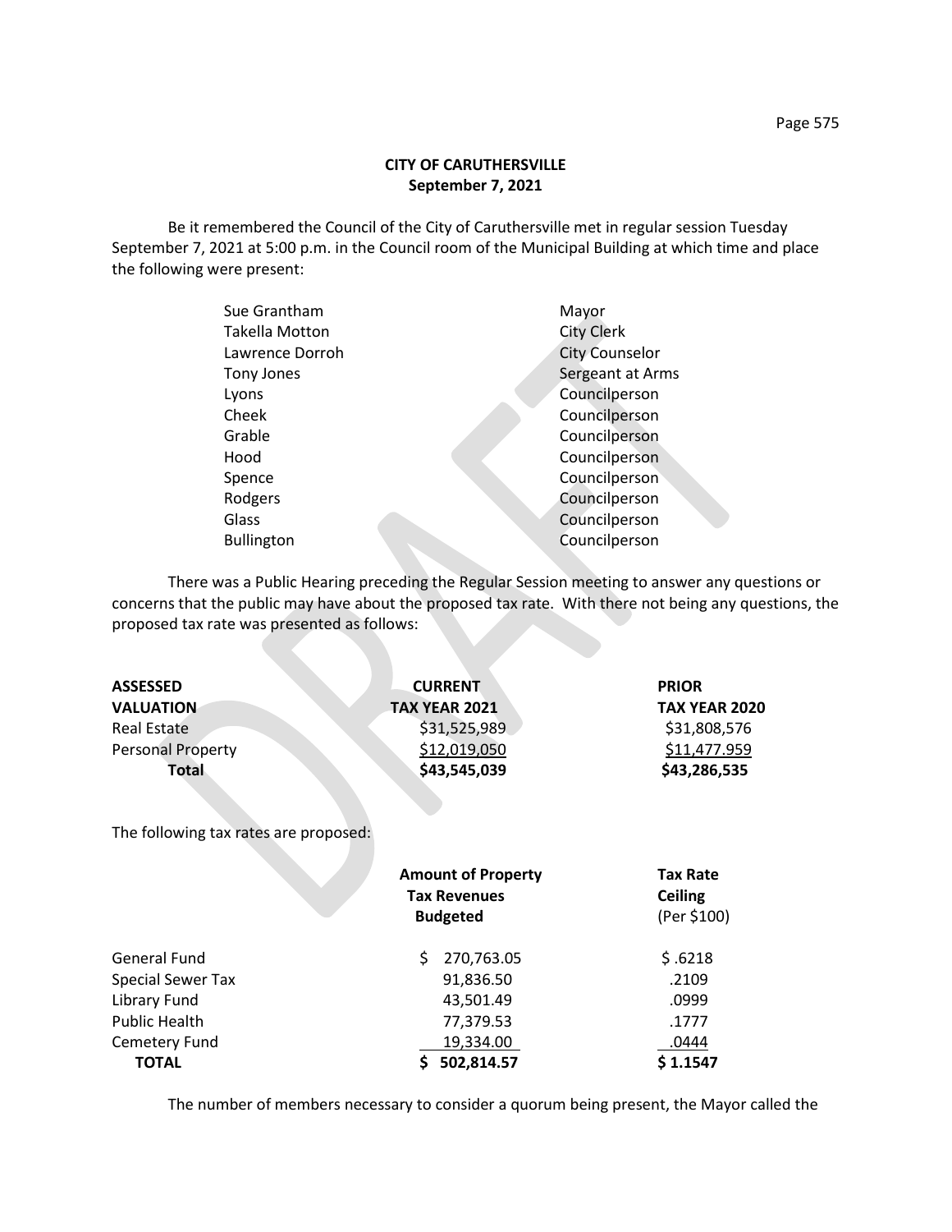**CITY OF CARUTHERSVILLE**
**September 7, 2021**

Be it remembered the Council of the City of Caruthersville met in regular session Tuesday September 7, 2021 at 5:00 p.m. in the Council room of the Municipal Building at which time and place the following were present:

| | |
|---|---|
| Sue Grantham | Mayor |
| Takella Motton | City Clerk |
| Lawrence Dorroh | City Counselor |
| Tony Jones | Sergeant at Arms |
| Lyons | Councilperson |
| Cheek | Councilperson |
| Grable | Councilperson |
| Hood | Councilperson |
| Spence | Councilperson |
| Rodgers | Councilperson |
| Glass | Councilperson |
| Bullington | Councilperson |

There was a Public Hearing preceding the Regular Session meeting to answer any questions or concerns that the public may have about the proposed tax rate. With there not being any questions, the proposed tax rate was presented as follows:

| **ASSESSED VALUATION** | **CURRENT TAX YEAR 2021** | **PRIOR TAX YEAR 2020** |
|---|---|---|
| Real Estate | $31,525,989 | $31,808,576 |
| Personal Property | $12,019,050 | $11,477.959 |
| **Total** | **$43,545,039** | **$43,286,535** |

The following tax rates are proposed:

| | **Amount of Property Tax Revenues Budgeted** | **Tax Rate Ceiling** (Per $100) |
|---|---|---|
| General Fund | $ 270,763.05 | $ .6218 |
| Special Sewer Tax | 91,836.50 | .2109 |
| Library Fund | 43,501.49 | .0999 |
| Public Health | 77,379.53 | .1777 |
| Cemetery Fund | 19,334.00 | .0444 |
| **TOTAL** | **$ 502,814.57** | **$ 1.1547** |

The number of members necessary to consider a quorum being present, the Mayor called the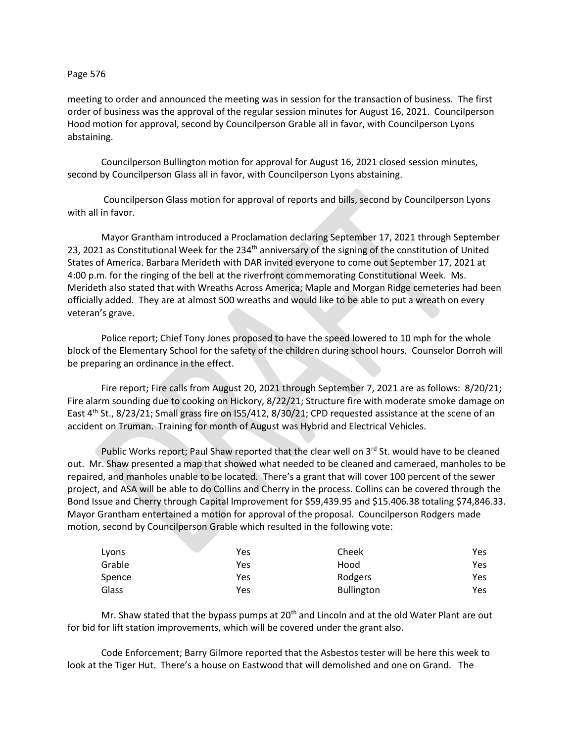meeting to order and announced the meeting was in session for the transaction of business. The first order of business was the approval of the regular session minutes for August 16, 2021. Councilperson Hood motion for approval, second by Councilperson Grable all in favor, with Councilperson Lyons abstaining.

Councilperson Bullington motion for approval for August 16, 2021 closed session minutes, second by Councilperson Glass all in favor, with Councilperson Lyons abstaining.

Councilperson Glass motion for approval of reports and bills, second by Councilperson Lyons with all in favor.

Mayor Grantham introduced a Proclamation declaring September 17, 2021 through September 23, 2021 as Constitutional Week for the 234th anniversary of the signing of the constitution of United States of America. Barbara Merideth with DAR invited everyone to come out September 17, 2021 at 4:00 p.m. for the ringing of the bell at the riverfront commemorating Constitutional Week. Ms. Merideth also stated that with Wreaths Across America; Maple and Morgan Ridge cemeteries had been officially added. They are at almost 500 wreaths and would like to be able to put a wreath on every veteran's grave.

Police report; Chief Tony Jones proposed to have the speed lowered to 10 mph for the whole block of the Elementary School for the safety of the children during school hours. Counselor Dorroh will be preparing an ordinance in the effect.

Fire report; Fire calls from August 20, 2021 through September 7, 2021 are as follows: 8/20/21; Fire alarm sounding due to cooking on Hickory, 8/22/21; Structure fire with moderate smoke damage on East 4th St., 8/23/21; Small grass fire on I55/412, 8/30/21; CPD requested assistance at the scene of an accident on Truman. Training for month of August was Hybrid and Electrical Vehicles.

Public Works report; Paul Shaw reported that the clear well on 3rd St. would have to be cleaned out. Mr. Shaw presented a map that showed what needed to be cleaned and cameraed, manholes to be repaired, and manholes unable to be located. There's a grant that will cover 100 percent of the sewer project, and ASA will be able to do Collins and Cherry in the process. Collins can be covered through the Bond Issue and Cherry through Capital Improvement for $59,439.95 and $15.406.38 totaling $74,846.33. Mayor Grantham entertained a motion for approval of the proposal. Councilperson Rodgers made motion, second by Councilperson Grable which resulted in the following vote:

| | | | |
|---|---|---|---|
| Lyons | Yes | Cheek | Yes |
| Grable | Yes | Hood | Yes |
| Spence | Yes | Rodgers | Yes |
| Glass | Yes | Bullington | Yes |

Mr. Shaw stated that the bypass pumps at 20th and Lincoln and at the old Water Plant are out for bid for lift station improvements, which will be covered under the grant also.

Code Enforcement; Barry Gilmore reported that the Asbestos tester will be here this week to look at the Tiger Hut. There's a house on Eastwood that will demolished and one on Grand. The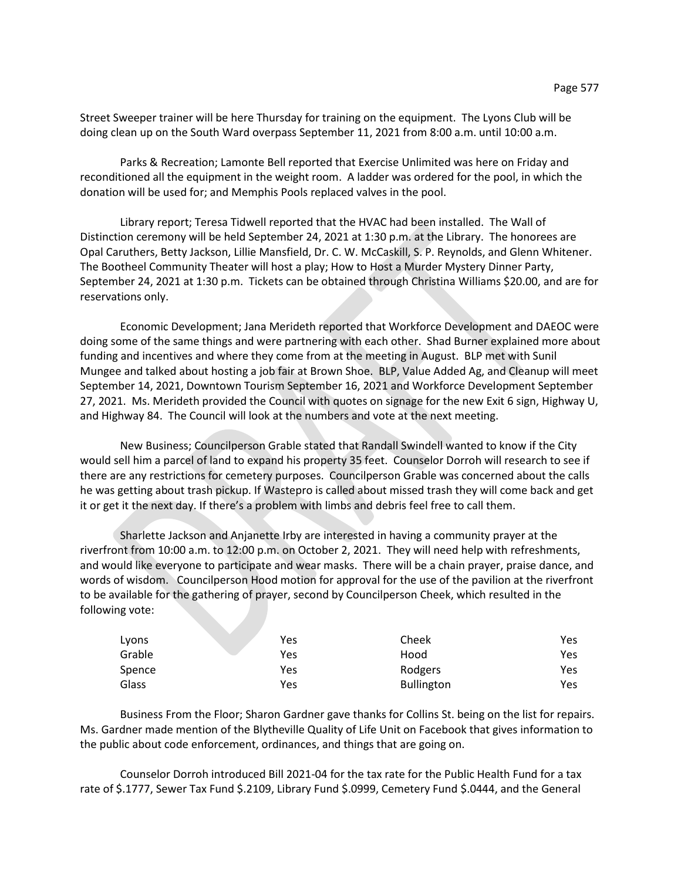Street Sweeper trainer will be here Thursday for training on the equipment. The Lyons Club will be doing clean up on the South Ward overpass September 11, 2021 from 8:00 a.m. until 10:00 a.m.

Parks & Recreation; Lamonte Bell reported that Exercise Unlimited was here on Friday and reconditioned all the equipment in the weight room. A ladder was ordered for the pool, in which the donation will be used for; and Memphis Pools replaced valves in the pool.

Library report; Teresa Tidwell reported that the HVAC had been installed. The Wall of Distinction ceremony will be held September 24, 2021 at 1:30 p.m. at the Library. The honorees are Opal Caruthers, Betty Jackson, Lillie Mansfield, Dr. C. W. McCaskill, S. P. Reynolds, and Glenn Whitener. The Bootheel Community Theater will host a play; How to Host a Murder Mystery Dinner Party, September 24, 2021 at 1:30 p.m. Tickets can be obtained through Christina Williams $20.00, and are for reservations only.

Economic Development; Jana Merideth reported that Workforce Development and DAEOC were doing some of the same things and were partnering with each other. Shad Burner explained more about funding and incentives and where they come from at the meeting in August. BLP met with Sunil Mungee and talked about hosting a job fair at Brown Shoe. BLP, Value Added Ag, and Cleanup will meet September 14, 2021, Downtown Tourism September 16, 2021 and Workforce Development September 27, 2021. Ms. Merideth provided the Council with quotes on signage for the new Exit 6 sign, Highway U, and Highway 84. The Council will look at the numbers and vote at the next meeting.

New Business; Councilperson Grable stated that Randall Swindell wanted to know if the City would sell him a parcel of land to expand his property 35 feet. Counselor Dorroh will research to see if there are any restrictions for cemetery purposes. Councilperson Grable was concerned about the calls he was getting about trash pickup. If Wastepro is called about missed trash they will come back and get it or get it the next day. If there's a problem with limbs and debris feel free to call them.

Sharlette Jackson and Anjanette Irby are interested in having a community prayer at the riverfront from 10:00 a.m. to 12:00 p.m. on October 2, 2021. They will need help with refreshments, and would like everyone to participate and wear masks. There will be a chain prayer, praise dance, and words of wisdom. Councilperson Hood motion for approval for the use of the pavilion at the riverfront to be available for the gathering of prayer, second by Councilperson Cheek, which resulted in the following vote:

| | | | |
|---|---|---|---|
| Lyons | Yes | Cheek | Yes |
| Grable | Yes | Hood | Yes |
| Spence | Yes | Rodgers | Yes |
| Glass | Yes | Bullington | Yes |

Business From the Floor; Sharon Gardner gave thanks for Collins St. being on the list for repairs. Ms. Gardner made mention of the Blytheville Quality of Life Unit on Facebook that gives information to the public about code enforcement, ordinances, and things that are going on.

Counselor Dorroh introduced Bill 2021-04 for the tax rate for the Public Health Fund for a tax rate of $.1777, Sewer Tax Fund $.2109, Library Fund $.0999, Cemetery Fund $.0444, and the General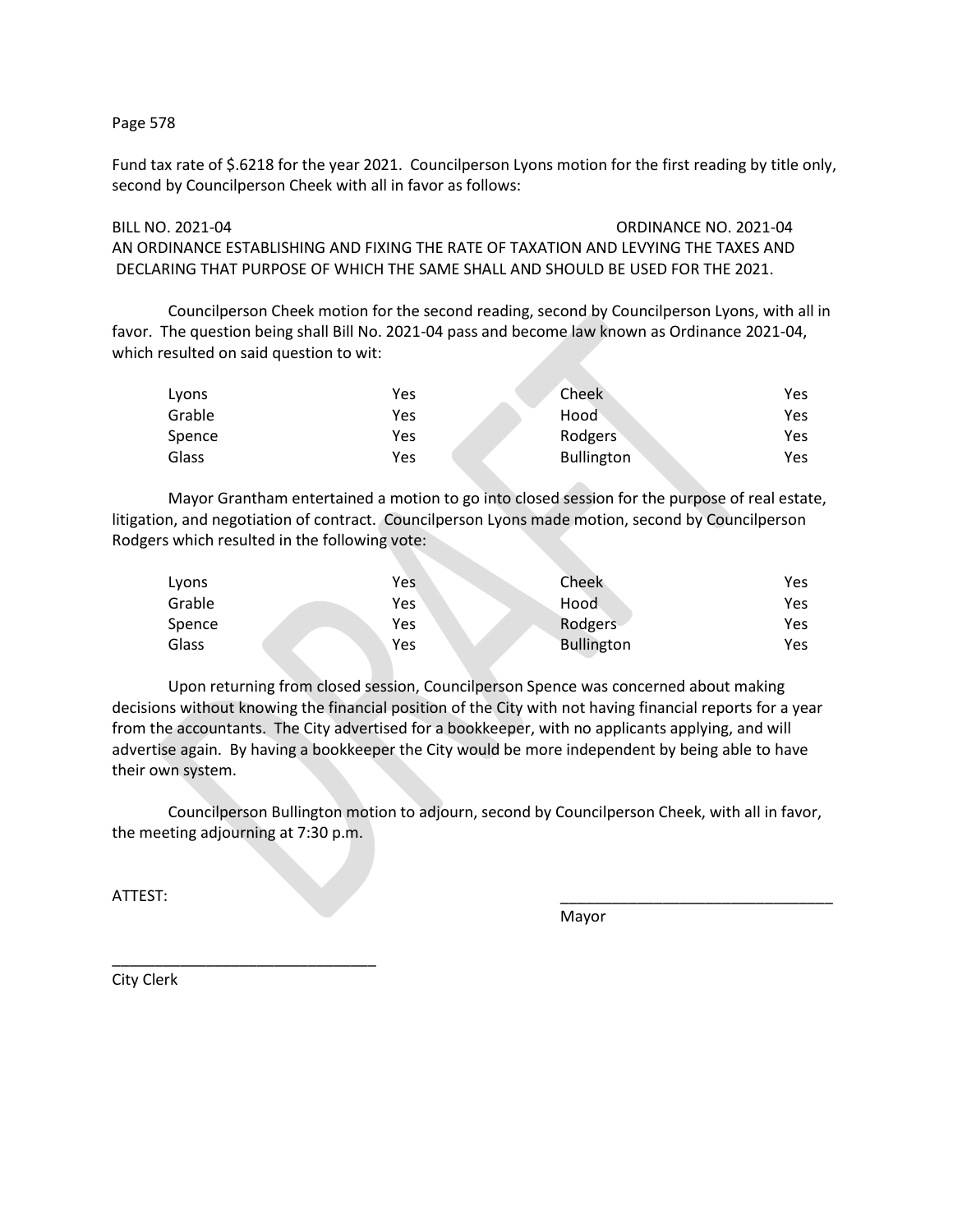Fund tax rate of $.6218 for the year 2021. Councilperson Lyons motion for the first reading by title only, second by Councilperson Cheek with all in favor as follows:

BILL NO. 2021-04 ORDINANCE NO. 2021-04
AN ORDINANCE ESTABLISHING AND FIXING THE RATE OF TAXATION AND LEVYING THE TAXES AND DECLARING THAT PURPOSE OF WHICH THE SAME SHALL AND SHOULD BE USED FOR THE 2021.

Councilperson Cheek motion for the second reading, second by Councilperson Lyons, with all in favor. The question being shall Bill No. 2021-04 pass and become law known as Ordinance 2021-04, which resulted on said question to wit:

| | | | |
|---|---|---|---|
| Lyons | Yes | Cheek | Yes |
| Grable | Yes | Hood | Yes |
| Spence | Yes | Rodgers | Yes |
| Glass | Yes | Bullington | Yes |

Mayor Grantham entertained a motion to go into closed session for the purpose of real estate, litigation, and negotiation of contract. Councilperson Lyons made motion, second by Councilperson Rodgers which resulted in the following vote:

| | | | |
|---|---|---|---|
| Lyons | Yes | Cheek | Yes |
| Grable | Yes | Hood | Yes |
| Spence | Yes | Rodgers | Yes |
| Glass | Yes | Bullington | Yes |

Upon returning from closed session, Councilperson Spence was concerned about making decisions without knowing the financial position of the City with not having financial reports for a year from the accountants. The City advertised for a bookkeeper, with no applicants applying, and will advertise again. By having a bookkeeper the City would be more independent by being able to have their own system.

Councilperson Bullington motion to adjourn, second by Councilperson Cheek, with all in favor, the meeting adjourning at 7:30 p.m.

ATTEST:

_______________________________
Mayor

_______________________________
City Clerk